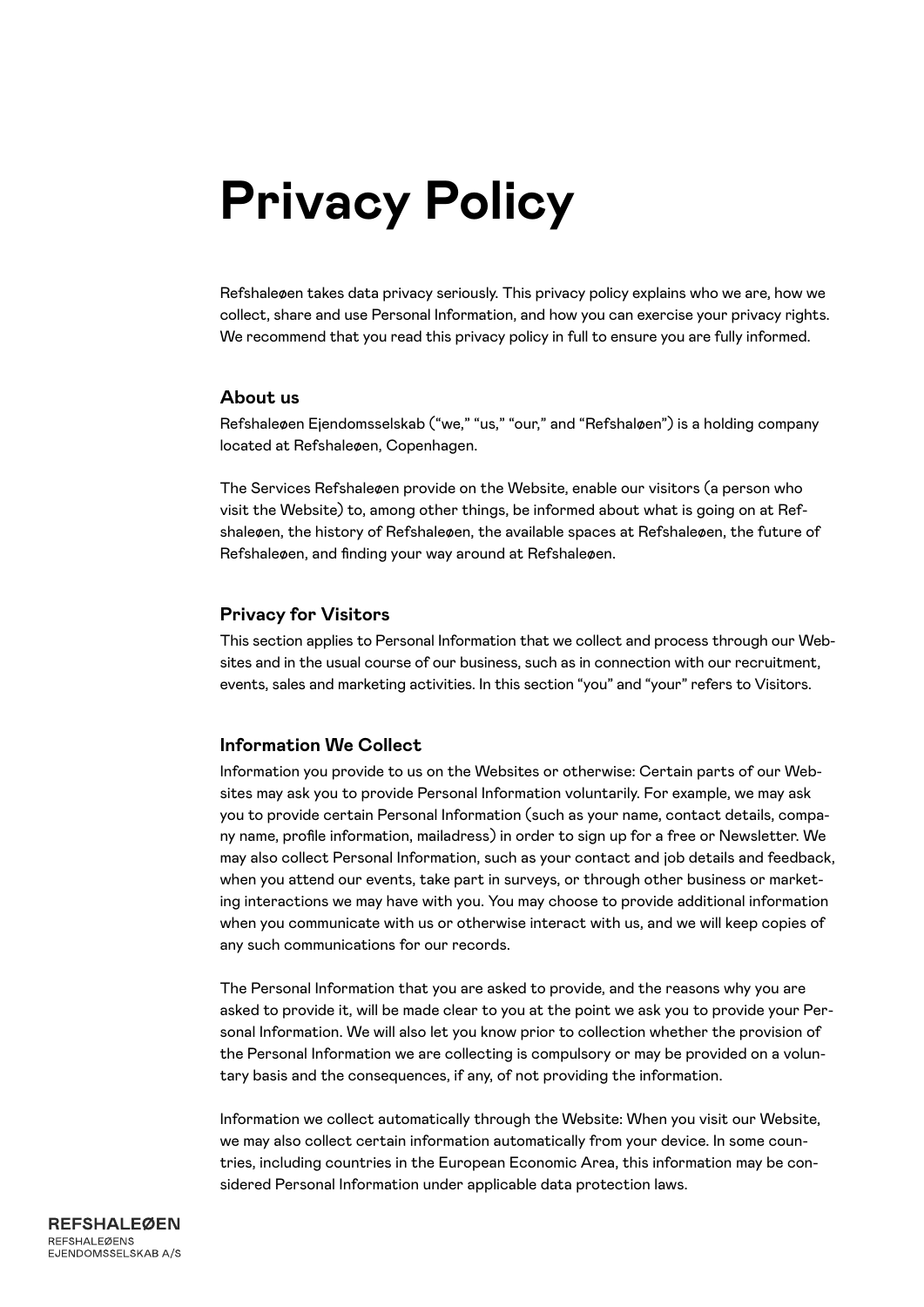# Privacy Policy

Refshaleøen takes data privacy seriously. This privacy policy explains who we are, how we collect, share and use Personal Information, and how you can exercise your privacy rights. We recommend that you read this privacy policy in full to ensure you are fully informed.

## About us

Refshaleøen Ejendomsselskab ("we," "us," "our," and "Refshaløen") is a holding company located at Refshaleøen, Copenhagen.

The Services Refshaleøen provide on the Website, enable our visitors (a person who visit the Website) to, among other things, be informed about what is going on at Refshaleøen, the history of Refshaleøen, the available spaces at Refshaleøen, the future of Refshaleøen, and finding your way around at Refshaleøen.

## Privacy for Visitors

This section applies to Personal Information that we collect and process through our Websites and in the usual course of our business, such as in connection with our recruitment, events, sales and marketing activities. In this section "you" and "your" refers to Visitors.

## Information We Collect

Information you provide to us on the Websites or otherwise: Certain parts of our Websites may ask you to provide Personal Information voluntarily. For example, we may ask you to provide certain Personal Information (such as your name, contact details, company name, profile information, mailadress) in order to sign up for a free or Newsletter. We may also collect Personal Information, such as your contact and job details and feedback, when you attend our events, take part in surveys, or through other business or marketing interactions we may have with you. You may choose to provide additional information when you communicate with us or otherwise interact with us, and we will keep copies of any such communications for our records.

The Personal Information that you are asked to provide, and the reasons why you are asked to provide it, will be made clear to you at the point we ask you to provide your Personal Information. We will also let you know prior to collection whether the provision of the Personal Information we are collecting is compulsory or may be provided on a voluntary basis and the consequences, if any, of not providing the information.

Information we collect automatically through the Website: When you visit our Website, we may also collect certain information automatically from your device. In some countries, including countries in the European Economic Area, this information may be considered Personal Information under applicable data protection laws.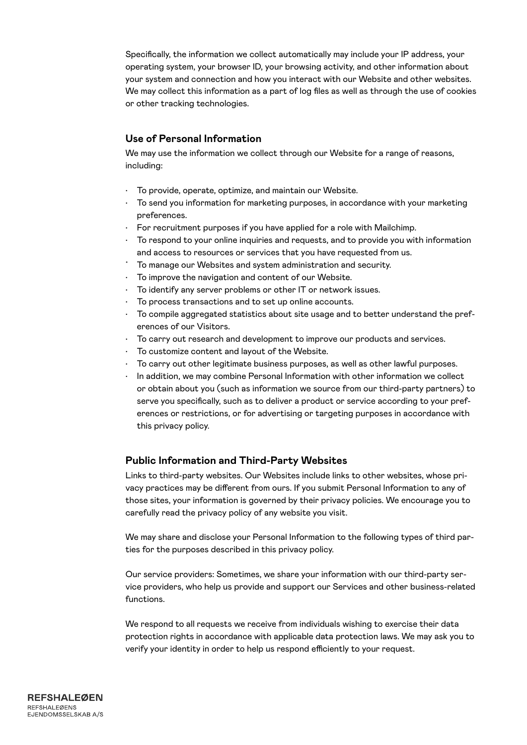Specifically, the information we collect automatically may include your IP address, your operating system, your browser ID, your browsing activity, and other information about your system and connection and how you interact with our Website and other websites. We may collect this information as a part of log files as well as through the use of cookies or other tracking technologies.

### Use of Personal Information

We may use the information we collect through our Website for a range of reasons, including:

- To provide, operate, optimize, and maintain our Website.
- To send you information for marketing purposes, in accordance with your marketing preferences.
- For recruitment purposes if you have applied for a role with Mailchimp.
- To respond to your online inquiries and requests, and to provide you with information and access to resources or services that you have requested from us.
- To manage our Websites and system administration and security.
- To improve the navigation and content of our Website.
- To identify any server problems or other IT or network issues.
- To process transactions and to set up online accounts.
- To compile aggregated statistics about site usage and to better understand the preferences of our Visitors.
- To carry out research and development to improve our products and services.
- To customize content and layout of the Website.
- To carry out other legitimate business purposes, as well as other lawful purposes.
- In addition, we may combine Personal Information with other information we collect or obtain about you (such as information we source from our third-party partners) to serve you specifically, such as to deliver a product or service according to your preferences or restrictions, or for advertising or targeting purposes in accordance with this privacy policy.

### Public Information and Third-Party Websites

Links to third-party websites. Our Websites include links to other websites, whose privacy practices may be different from ours. If you submit Personal Information to any of those sites, your information is governed by their privacy policies. We encourage you to carefully read the privacy policy of any website you visit.

We may share and disclose your Personal Information to the following types of third parties for the purposes described in this privacy policy.

Our service providers: Sometimes, we share your information with our third-party service providers, who help us provide and support our Services and other business-related functions.

We respond to all requests we receive from individuals wishing to exercise their data protection rights in accordance with applicable data protection laws. We may ask you to verify your identity in order to help us respond efficiently to your request.